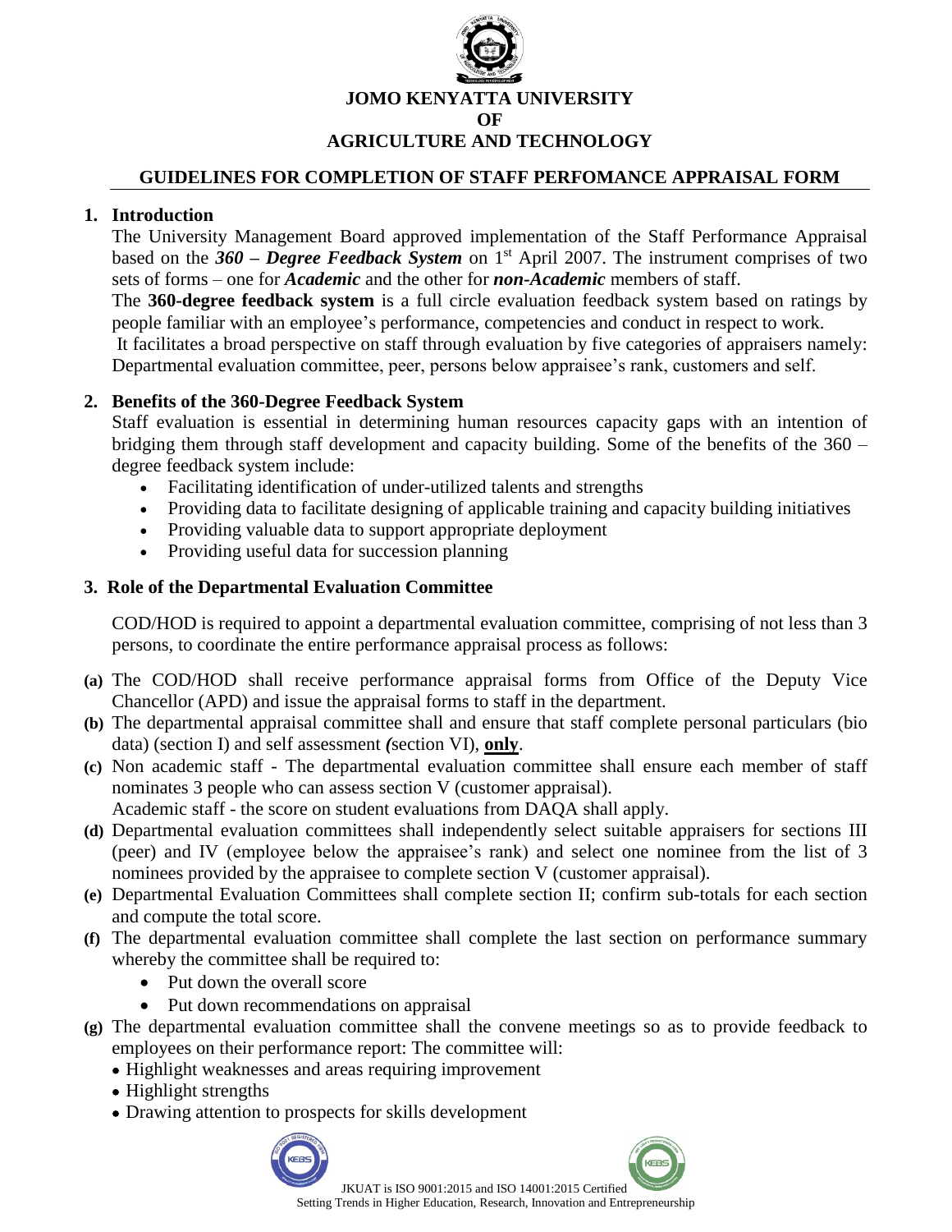**JOMO KENYATTA UNIVERSITY**
**OF**
**AGRICULTURE AND TECHNOLOGY**

# GUIDELINES FOR COMPLETION OF STAFF PERFOMANCE APPRAISAL FORM

## 1. Introduction

The University Management Board approved implementation of the Staff Performance Appraisal based on the ***360 – Degree Feedback System*** on 1st April 2007. The instrument comprises of two sets of forms – one for ***Academic*** and the other for ***non-Academic*** members of staff.

The **360-degree feedback system** is a full circle evaluation feedback system based on ratings by people familiar with an employee's performance, competencies and conduct in respect to work.

It facilitates a broad perspective on staff through evaluation by five categories of appraisers namely: Departmental evaluation committee, peer, persons below appraisee's rank, customers and self.

## 2. Benefits of the 360-Degree Feedback System

Staff evaluation is essential in determining human resources capacity gaps with an intention of bridging them through staff development and capacity building. Some of the benefits of the 360 – degree feedback system include:

- Facilitating identification of under-utilized talents and strengths
- Providing data to facilitate designing of applicable training and capacity building initiatives
- Providing valuable data to support appropriate deployment
- Providing useful data for succession planning

## 3. Role of the Departmental Evaluation Committee

COD/HOD is required to appoint a departmental evaluation committee, comprising of not less than 3 persons, to coordinate the entire performance appraisal process as follows:

**(a)** The COD/HOD shall receive performance appraisal forms from Office of the Deputy Vice Chancellor (APD) and issue the appraisal forms to staff in the department.

**(b)** The departmental appraisal committee shall and ensure that staff complete personal particulars (bio data) (section I) and self assessment *(*section VI), **only**.

**(c)** Non academic staff - The departmental evaluation committee shall ensure each member of staff nominates 3 people who can assess section V (customer appraisal).
Academic staff - the score on student evaluations from DAQA shall apply.

**(d)** Departmental evaluation committees shall independently select suitable appraisers for sections III (peer) and IV (employee below the appraisee's rank) and select one nominee from the list of 3 nominees provided by the appraisee to complete section V (customer appraisal).

**(e)** Departmental Evaluation Committees shall complete section II; confirm sub-totals for each section and compute the total score.

**(f)** The departmental evaluation committee shall complete the last section on performance summary whereby the committee shall be required to:

- Put down the overall score
- Put down recommendations on appraisal

**(g)** The departmental evaluation committee shall the convene meetings so as to provide feedback to employees on their performance report: The committee will:

- Highlight weaknesses and areas requiring improvement
- Highlight strengths
- Drawing attention to prospects for skills development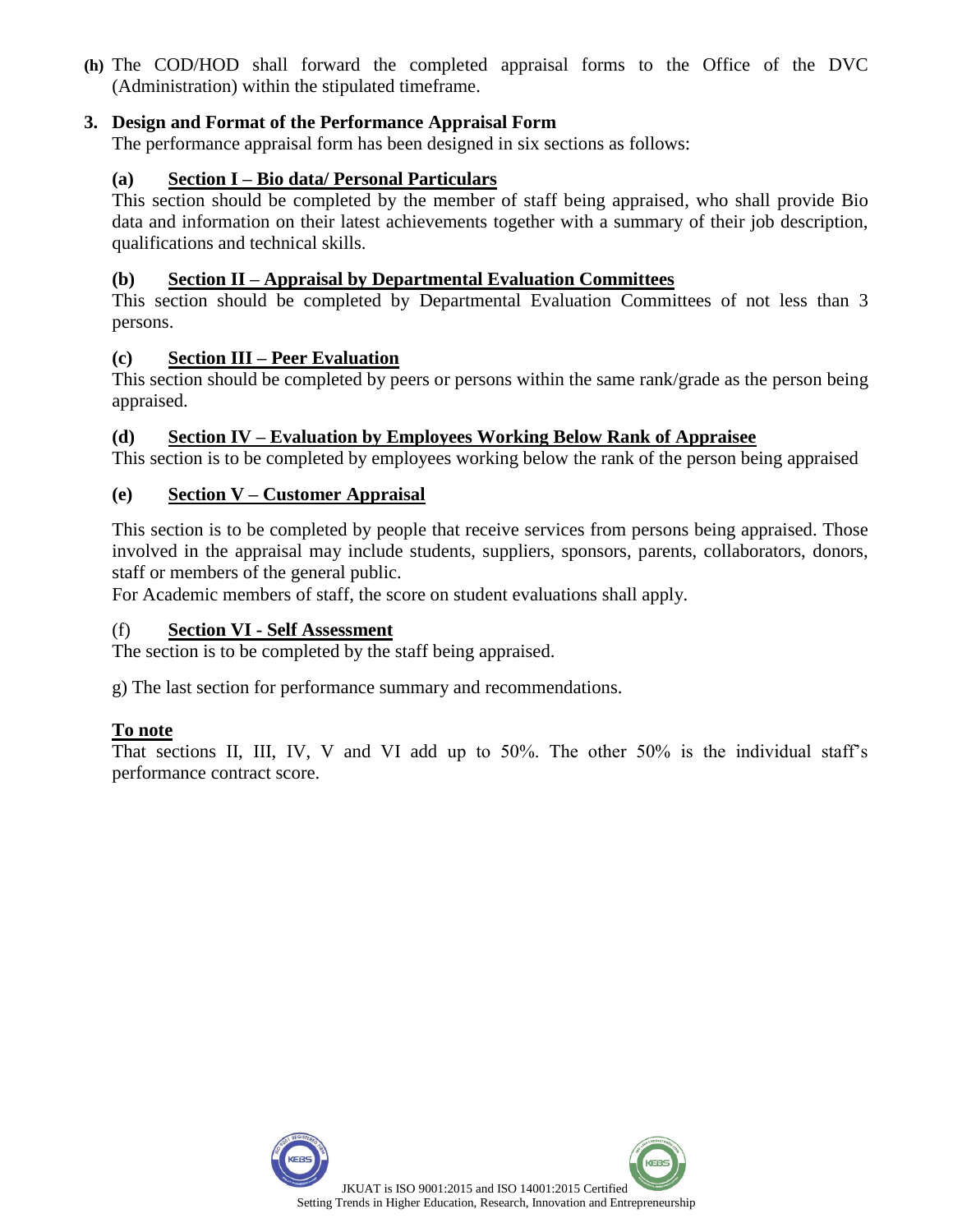**(h)** The COD/HOD shall forward the completed appraisal forms to the Office of the DVC (Administration) within the stipulated timeframe.

## 3. Design and Format of the Performance Appraisal Form

The performance appraisal form has been designed in six sections as follows:

### (a) Section I – Bio data/ Personal Particulars

This section should be completed by the member of staff being appraised, who shall provide Bio data and information on their latest achievements together with a summary of their job description, qualifications and technical skills.

### (b) Section II – Appraisal by Departmental Evaluation Committees

This section should be completed by Departmental Evaluation Committees of not less than 3 persons.

### (c) Section III – Peer Evaluation

This section should be completed by peers or persons within the same rank/grade as the person being appraised.

### (d) Section IV – Evaluation by Employees Working Below Rank of Appraisee

This section is to be completed by employees working below the rank of the person being appraised

### (e) Section V – Customer Appraisal

This section is to be completed by people that receive services from persons being appraised. Those involved in the appraisal may include students, suppliers, sponsors, parents, collaborators, donors, staff or members of the general public.

For Academic members of staff, the score on student evaluations shall apply.

### (f) Section VI - Self Assessment

The section is to be completed by the staff being appraised.

g) The last section for performance summary and recommendations.

**To note**

That sections II, III, IV, V and VI add up to 50%. The other 50% is the individual staff's performance contract score.